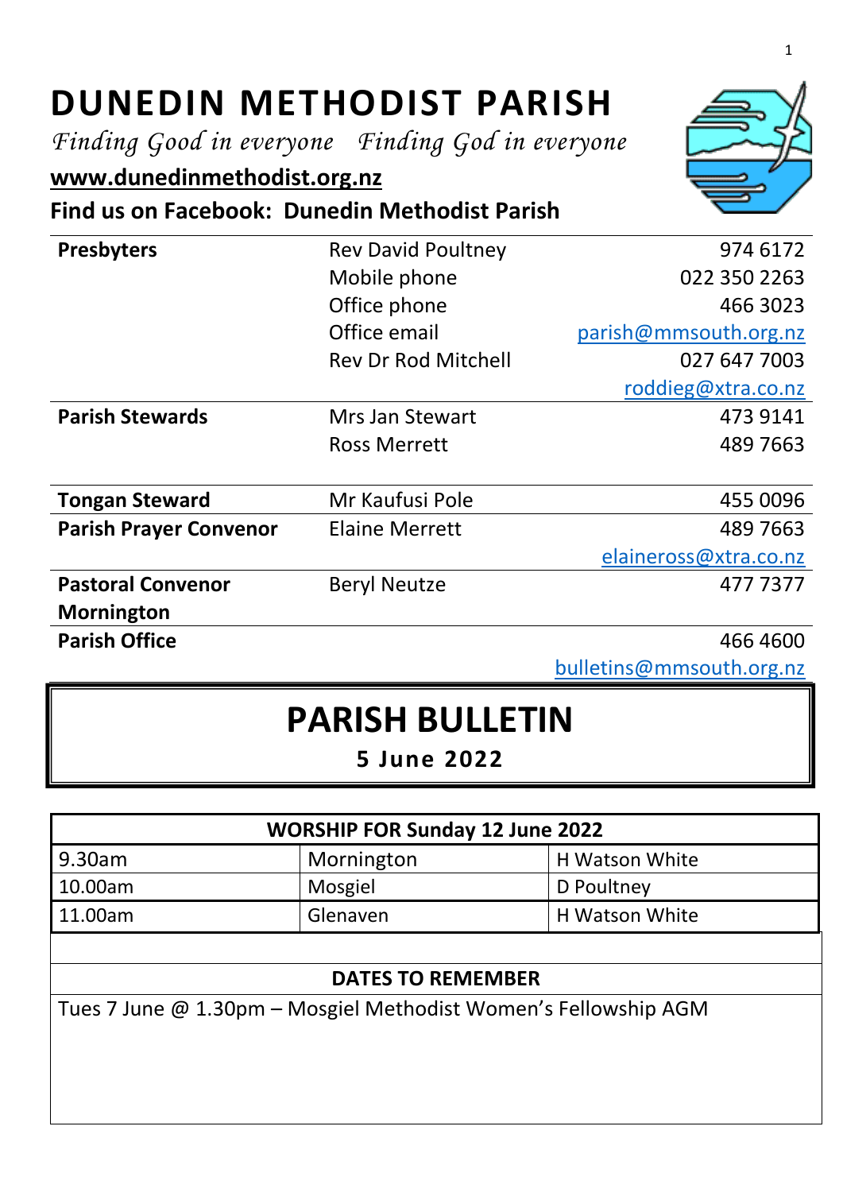# DUNEDIN METHODIST PARISH

*Finding Good in everyone   Finding God in everyone*

**www.dunedinmethodist.org.nz**

**Find us on Facebook: Dunedin Methodist Parish**

| | | |
|---|---|---|
| **Presbyters** | Rev David Poultney | 974 6172 |
| | Mobile phone | 022 350 2263 |
| | Office phone | 466 3023 |
| | Office email | parish@mmsouth.org.nz |
| | Rev Dr Rod Mitchell | 027 647 7003 |
| | | roddieg@xtra.co.nz |
| **Parish Stewards** | Mrs Jan Stewart | 473 9141 |
| | Ross Merrett | 489 7663 |
| **Tongan Steward** | Mr Kaufusi Pole | 455 0096 |
| **Parish Prayer Convenor** | Elaine Merrett | 489 7663 |
| | | elaineross@xtra.co.nz |
| **Pastoral Convenor Mornington** | Beryl Neutze | 477 7377 |
| **Parish Office** | | 466 4600 |
| | | bulletins@mmsouth.org.nz |

# PARISH BULLETIN

**5 June 2022**

| WORSHIP FOR Sunday 12 June 2022 | | |
|---|---|---|
| 9.30am | Mornington | H Watson White |
| 10.00am | Mosgiel | D Poultney |
| 11.00am | Glenaven | H Watson White |

**DATES TO REMEMBER**

Tues 7 June @ 1.30pm – Mosgiel Methodist Women's Fellowship AGM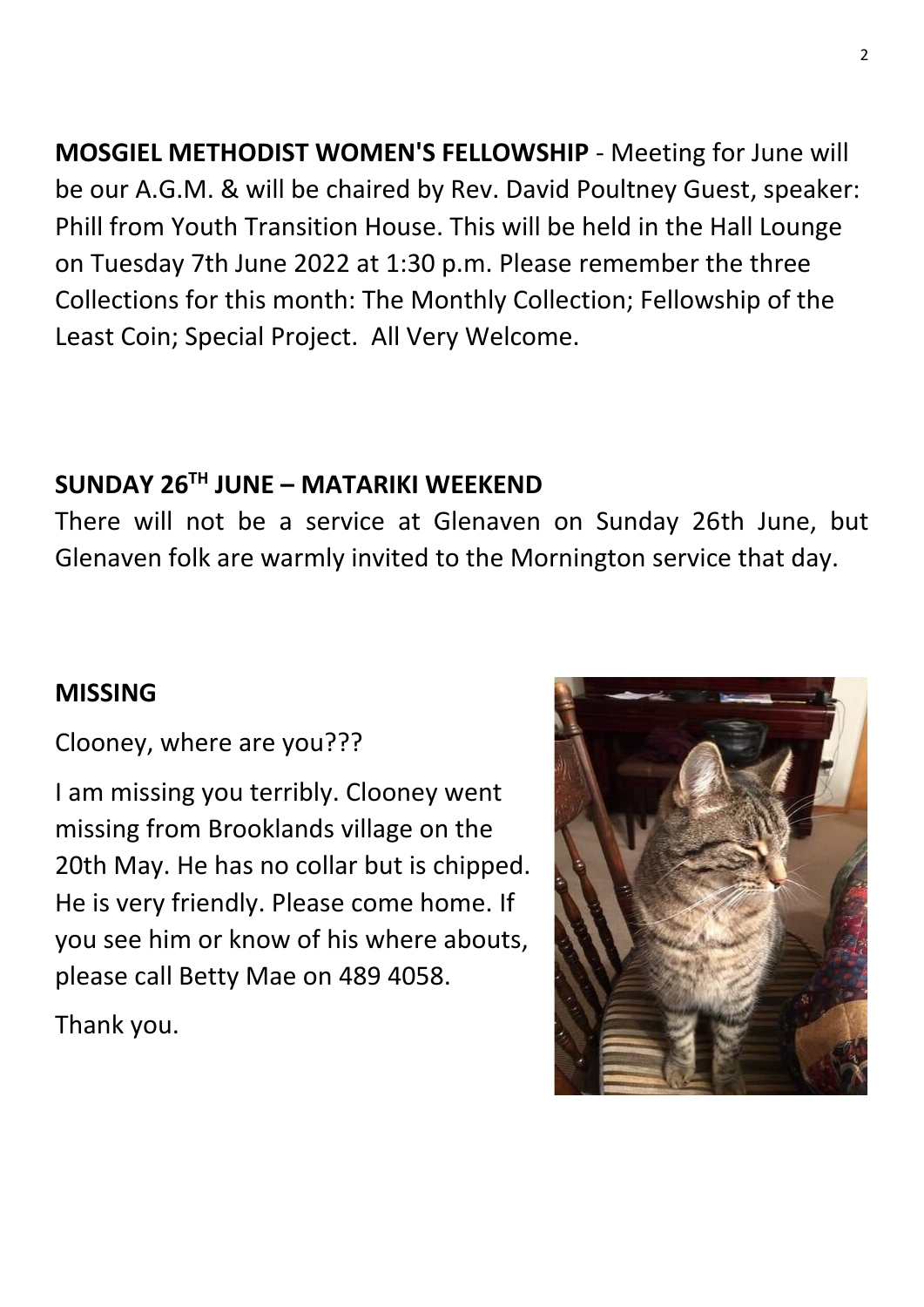**MOSGIEL METHODIST WOMEN'S FELLOWSHIP** - Meeting for June will be our A.G.M. & will be chaired by Rev. David Poultney Guest, speaker: Phill from Youth Transition House. This will be held in the Hall Lounge on Tuesday 7th June 2022 at 1:30 p.m. Please remember the three Collections for this month: The Monthly Collection; Fellowship of the Least Coin; Special Project. All Very Welcome.

**SUNDAY 26TH JUNE – MATARIKI WEEKEND**

There will not be a service at Glenaven on Sunday 26th June, but Glenaven folk are warmly invited to the Mornington service that day.

**MISSING**

Clooney, where are you???

I am missing you terribly. Clooney went missing from Brooklands village on the 20th May. He has no collar but is chipped. He is very friendly. Please come home. If you see him or know of his where abouts, please call Betty Mae on 489 4058.

Thank you.